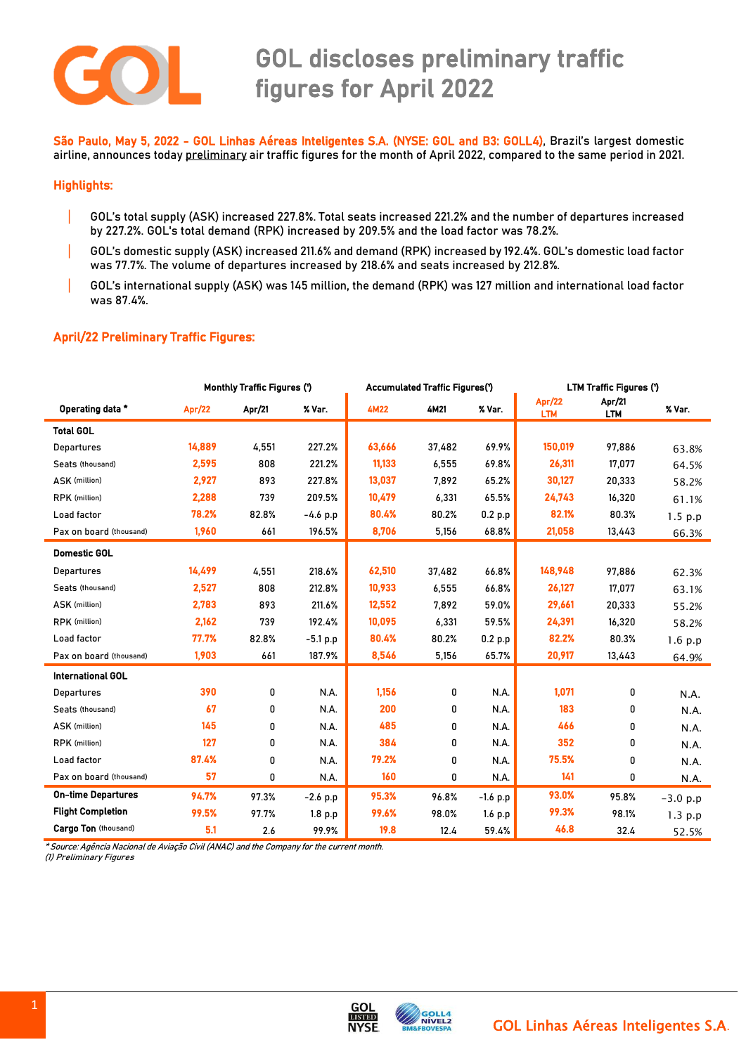# GOL discloses preliminary traffic figures for April 2022

**São Paulo, May 5, 2022 - GOL Linhas Aéreas Inteligentes S.A. (NYSE: GOL and B3: GOLL4)**, Brazil's largest domestic airline, announces today preliminary air traffic figures for the month of April 2022, compared to the same period in 2021.

## Highlights:

- GOL's total supply (ASK) increased 227.8%. Total seats increased 221.2% and the number of departures increased by 227.2%. GOL's total demand (RPK) increased by 209.5% and the load factor was 78.2%.
- GOL's domestic supply (ASK) increased 211.6% and demand (RPK) increased by 192.4%. GOL's domestic load factor was 77.7%. The volume of departures increased by 218.6% and seats increased by 212.8%.
- GOL's international supply (ASK) was 145 million, the demand (RPK) was 127 million and international load factor was 87.4%.

## April/22 Preliminary Traffic Figures:

| | Monthly Traffic Figures (¹) | | | Accumulated Traffic Figures(¹) | | | LTM Traffic Figures (¹) | | |
|---|---|---|---|---|---|---|---|---|---|
| **Operating data *** | **Apr/22** | **Apr/21** | **% Var.** | **4M22** | **4M21** | **% Var.** | **Apr/22 LTM** | **Apr/21 LTM** | **% Var.** |
| **Total GOL** | | | | | | | | | |
| Departures | 14,889 | 4,551 | 227.2% | 63,666 | 37,482 | 69.9% | 150,019 | 97,886 | 63.8% |
| Seats (thousand) | 2,595 | 808 | 221.2% | 11,133 | 6,555 | 69.8% | 26,311 | 17,077 | 64.5% |
| ASK (million) | 2,927 | 893 | 227.8% | 13,037 | 7,892 | 65.2% | 30,127 | 20,333 | 58.2% |
| RPK (million) | 2,288 | 739 | 209.5% | 10,479 | 6,331 | 65.5% | 24,743 | 16,320 | 61.1% |
| Load factor | 78.2% | 82.8% | -4.6 p.p | 80.4% | 80.2% | 0.2 p.p | 82.1% | 80.3% | 1.5 p.p |
| Pax on board (thousand) | 1,960 | 661 | 196.5% | 8,706 | 5,156 | 68.8% | 21,058 | 13,443 | 66.3% |
| **Domestic GOL** | | | | | | | | | |
| Departures | 14,499 | 4,551 | 218.6% | 62,510 | 37,482 | 66.8% | 148,948 | 97,886 | 62.3% |
| Seats (thousand) | 2,527 | 808 | 212.8% | 10,933 | 6,555 | 66.8% | 26,127 | 17,077 | 63.1% |
| ASK (million) | 2,783 | 893 | 211.6% | 12,552 | 7,892 | 59.0% | 29,661 | 20,333 | 55.2% |
| RPK (million) | 2,162 | 739 | 192.4% | 10,095 | 6,331 | 59.5% | 24,391 | 16,320 | 58.2% |
| Load factor | 77.7% | 82.8% | -5.1 p.p | 80.4% | 80.2% | 0.2 p.p | 82.2% | 80.3% | 1.6 p.p |
| Pax on board (thousand) | 1,903 | 661 | 187.9% | 8,546 | 5,156 | 65.7% | 20,917 | 13,443 | 64.9% |
| **International GOL** | | | | | | | | | |
| Departures | 390 | 0 | N.A. | 1,156 | 0 | N.A. | 1,071 | 0 | N.A. |
| Seats (thousand) | 67 | 0 | N.A. | 200 | 0 | N.A. | 183 | 0 | N.A. |
| ASK (million) | 145 | 0 | N.A. | 485 | 0 | N.A. | 466 | 0 | N.A. |
| RPK (million) | 127 | 0 | N.A. | 384 | 0 | N.A. | 352 | 0 | N.A. |
| Load factor | 87.4% | 0 | N.A. | 79.2% | 0 | N.A. | 75.5% | 0 | N.A. |
| Pax on board (thousand) | 57 | 0 | N.A. | 160 | 0 | N.A. | 141 | 0 | N.A. |
| **On-time Departures** | 94.7% | 97.3% | -2.6 p.p | 95.3% | 96.8% | -1.6 p.p | 93.0% | 95.8% | -3.0 p.p |
| **Flight Completion** | 99.5% | 97.7% | 1.8 p.p | 99.6% | 98.0% | 1.6 p.p | 99.3% | 98.1% | 1.3 p.p |
| **Cargo Ton** (thousand) | 5.1 | 2.6 | 99.9% | 19.8 | 12.4 | 59.4% | 46.8 | 32.4 | 52.5% |

*\* Source: Agência Nacional de Aviação Civil (ANAC) and the Company for the current month.*
*(1) Preliminary Figures*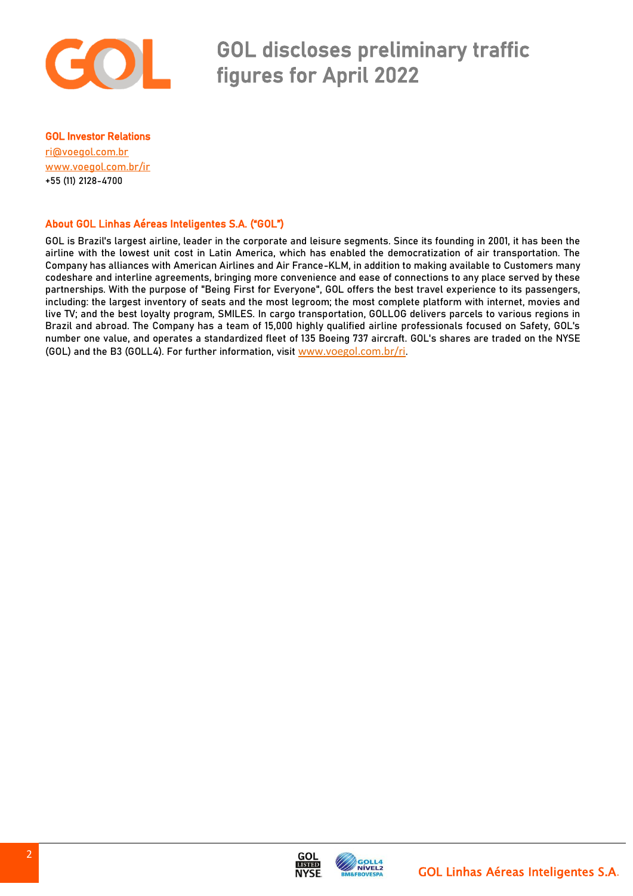# GOL discloses preliminary traffic figures for April 2022

**GOL Investor Relations**
ri@voegol.com.br
www.voegol.com.br/ir
+55 (11) 2128-4700

**About GOL Linhas Aéreas Inteligentes S.A. ("GOL")**

GOL is Brazil's largest airline, leader in the corporate and leisure segments. Since its founding in 2001, it has been the airline with the lowest unit cost in Latin America, which has enabled the democratization of air transportation. The Company has alliances with American Airlines and Air France-KLM, in addition to making available to Customers many codeshare and interline agreements, bringing more convenience and ease of connections to any place served by these partnerships. With the purpose of "Being First for Everyone", GOL offers the best travel experience to its passengers, including: the largest inventory of seats and the most legroom; the most complete platform with internet, movies and live TV; and the best loyalty program, SMILES. In cargo transportation, GOLLOG delivers parcels to various regions in Brazil and abroad. The Company has a team of 15,000 highly qualified airline professionals focused on Safety, GOL's number one value, and operates a standardized fleet of 135 Boeing 737 aircraft. GOL's shares are traded on the NYSE (GOL) and the B3 (GOLL4). For further information, visit www.voegol.com.br/ri.